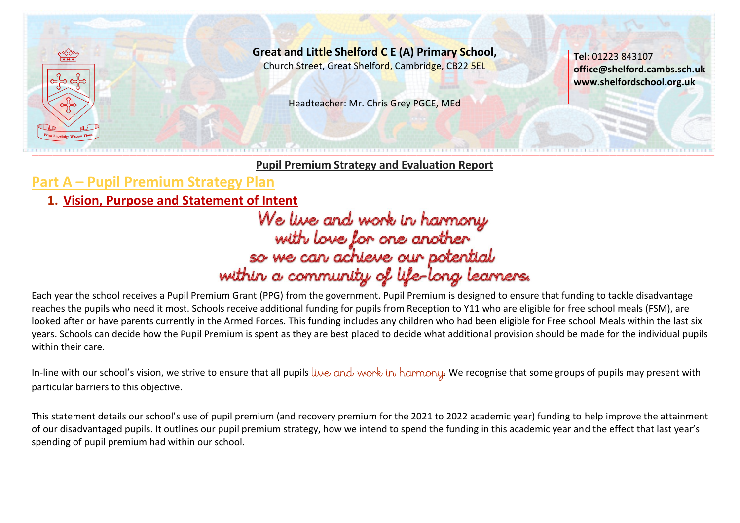**Great and Little Shelford C E (A) Primary School,**
Church Street, Great Shelford, Cambridge, CB22 5EL

Headteacher: Mr. Chris Grey PGCE, MEd

**Tel**: 01223 843107
**office@shelford.cambs.sch.uk**
**www.shelfordschool.org.uk**

**Pupil Premium Strategy and Evaluation Report**

# Part A – Pupil Premium Strategy Plan

## 1. Vision, Purpose and Statement of Intent

*We live and work in harmony
with love for one another
so we can achieve our potential
within a community of life-long learners.*

Each year the school receives a Pupil Premium Grant (PPG) from the government. Pupil Premium is designed to ensure that funding to tackle disadvantage reaches the pupils who need it most. Schools receive additional funding for pupils from Reception to Y11 who are eligible for free school meals (FSM), are looked after or have parents currently in the Armed Forces. This funding includes any children who had been eligible for Free school Meals within the last six years. Schools can decide how the Pupil Premium is spent as they are best placed to decide what additional provision should be made for the individual pupils within their care.

In-line with our school's vision, we strive to ensure that all pupils *live and work in harmony*. We recognise that some groups of pupils may present with particular barriers to this objective.

This statement details our school's use of pupil premium (and recovery premium for the 2021 to 2022 academic year) funding to help improve the attainment of our disadvantaged pupils. It outlines our pupil premium strategy, how we intend to spend the funding in this academic year and the effect that last year's spending of pupil premium had within our school.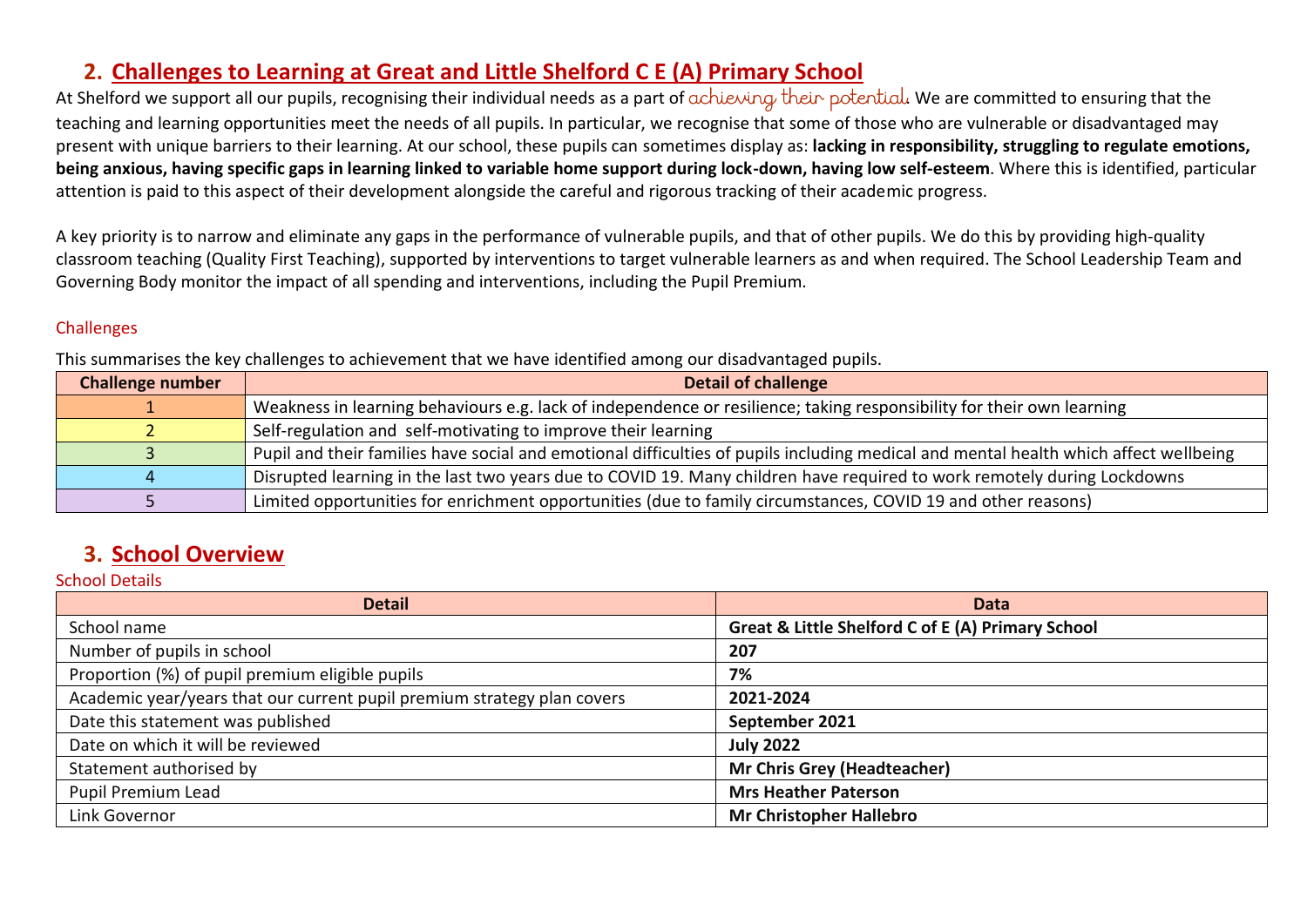## 2. Challenges to Learning at Great and Little Shelford C E (A) Primary School

At Shelford we support all our pupils, recognising their individual needs as a part of achieving their potential. We are committed to ensuring that the teaching and learning opportunities meet the needs of all pupils. In particular, we recognise that some of those who are vulnerable or disadvantaged may present with unique barriers to their learning. At our school, these pupils can sometimes display as: **lacking in responsibility, struggling to regulate emotions, being anxious, having specific gaps in learning linked to variable home support during lock-down, having low self-esteem**. Where this is identified, particular attention is paid to this aspect of their development alongside the careful and rigorous tracking of their academic progress.

A key priority is to narrow and eliminate any gaps in the performance of vulnerable pupils, and that of other pupils. We do this by providing high-quality classroom teaching (Quality First Teaching), supported by interventions to target vulnerable learners as and when required. The School Leadership Team and Governing Body monitor the impact of all spending and interventions, including the Pupil Premium.

### Challenges

This summarises the key challenges to achievement that we have identified among our disadvantaged pupils.

| Challenge number | Detail of challenge |
|---|---|
| 1 | Weakness in learning behaviours e.g. lack of independence or resilience; taking responsibility for their own learning |
| 2 | Self-regulation and self-motivating to improve their learning |
| 3 | Pupil and their families have social and emotional difficulties of pupils including medical and mental health which affect wellbeing |
| 4 | Disrupted learning in the last two years due to COVID 19. Many children have required to work remotely during Lockdowns |
| 5 | Limited opportunities for enrichment opportunities (due to family circumstances, COVID 19 and other reasons) |

## 3. School Overview

### School Details

| Detail | Data |
|---|---|
| School name | **Great & Little Shelford C of E (A) Primary School** |
| Number of pupils in school | **207** |
| Proportion (%) of pupil premium eligible pupils | **7%** |
| Academic year/years that our current pupil premium strategy plan covers | **2021-2024** |
| Date this statement was published | **September 2021** |
| Date on which it will be reviewed | **July 2022** |
| Statement authorised by | **Mr Chris Grey (Headteacher)** |
| Pupil Premium Lead | **Mrs Heather Paterson** |
| Link Governor | **Mr Christopher Hallebro** |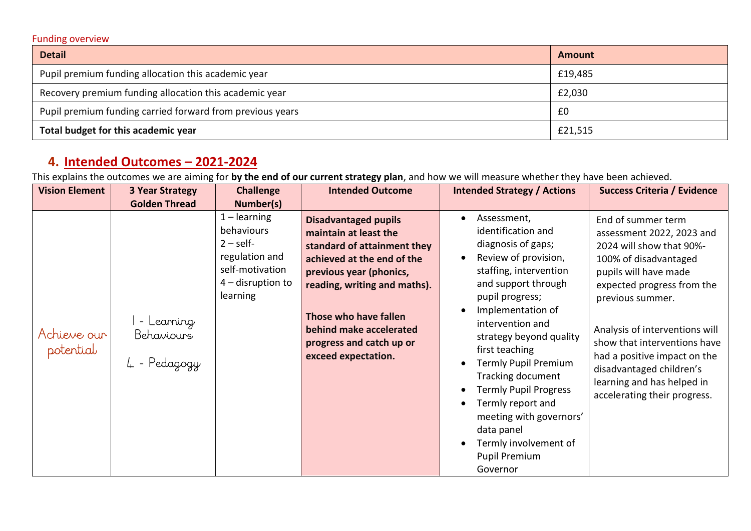Funding overview

| Detail | Amount |
|---|---|
| Pupil premium funding allocation this academic year | £19,485 |
| Recovery premium funding allocation this academic year | £2,030 |
| Pupil premium funding carried forward from previous years | £0 |
| **Total budget for this academic year** | £21,515 |

## 4. Intended Outcomes – 2021-2024

This explains the outcomes we are aiming for **by the end of our current strategy plan**, and how we will measure whether they have been achieved.

| Vision Element | 3 Year Strategy Golden Thread | Challenge Number(s) | Intended Outcome | Intended Strategy / Actions | Success Criteria / Evidence |
|---|---|---|---|---|---|
| Achieve our potential | 1 - Learning Behaviours<br>4 - Pedagogy | 1 – learning behaviours<br>2 – self-regulation and self-motivation<br>4 – disruption to learning | **Disadvantaged pupils maintain at least the standard of attainment they achieved at the end of the previous year (phonics, reading, writing and maths).**<br><br>**Those who have fallen behind make accelerated progress and catch up or exceed expectation.** | • Assessment, identification and diagnosis of gaps;<br>• Review of provision, staffing, intervention and support through pupil progress;<br>• Implementation of intervention and strategy beyond quality first teaching<br>• Termly Pupil Premium Tracking document<br>• Termly Pupil Progress<br>• Termly report and meeting with governors' data panel<br>• Termly involvement of Pupil Premium Governor | End of summer term assessment 2022, 2023 and 2024 will show that 90%-100% of disadvantaged pupils will have made expected progress from the previous summer.<br><br>Analysis of interventions will show that interventions have had a positive impact on the disadvantaged children's learning and has helped in accelerating their progress. |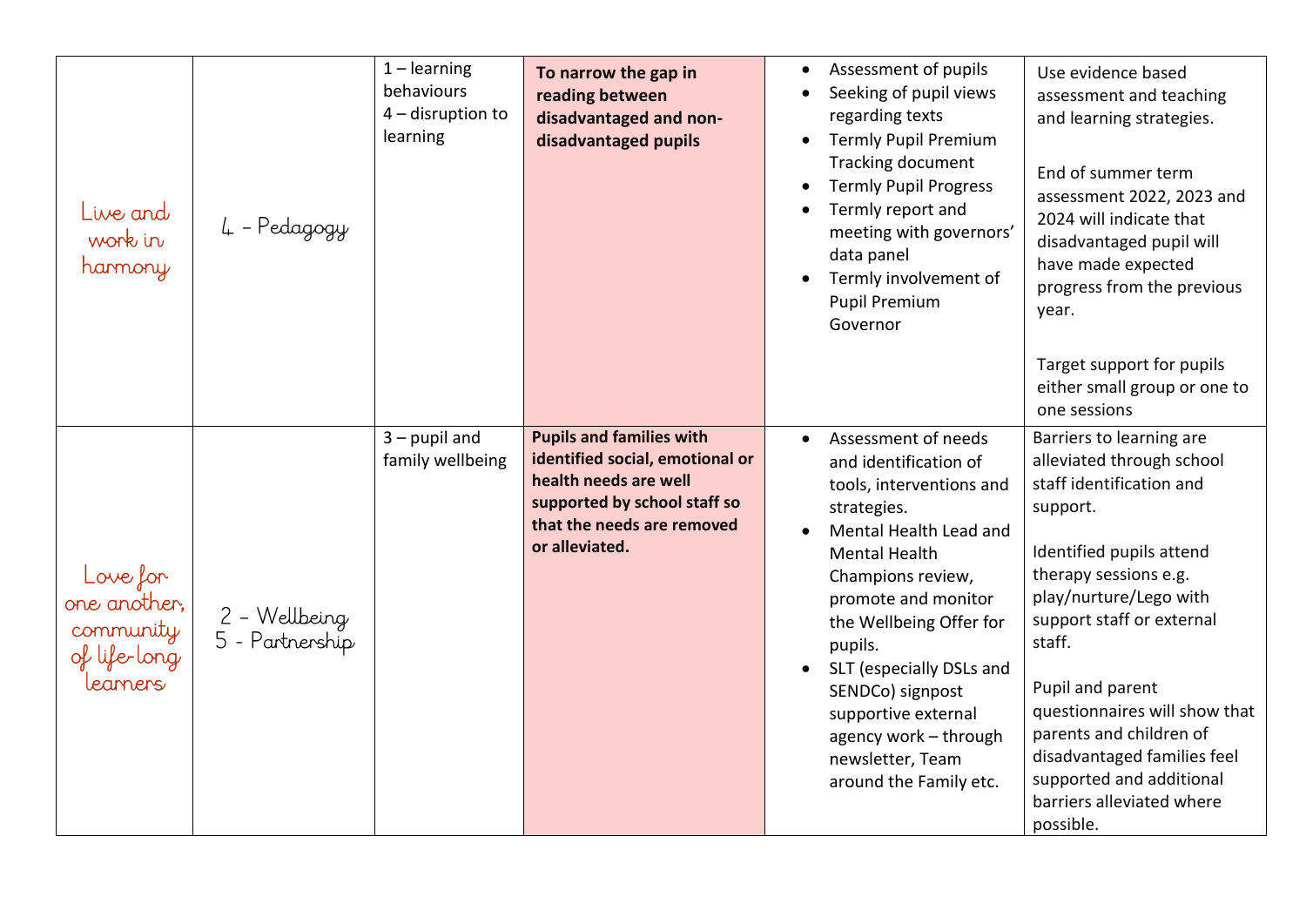| | | | | | |
|---|---|---|---|---|---|
| Live and work in harmony | 4 – Pedagogy | 1 – learning behaviours<br>4 – disruption to learning | **To narrow the gap in reading between disadvantaged and non-disadvantaged pupils** | • Assessment of pupils<br>• Seeking of pupil views regarding texts<br>• Termly Pupil Premium Tracking document<br>• Termly Pupil Progress<br>• Termly report and meeting with governors' data panel<br>• Termly involvement of Pupil Premium Governor | Use evidence based assessment and teaching and learning strategies.<br><br>End of summer term assessment 2022, 2023 and 2024 will indicate that disadvantaged pupil will have made expected progress from the previous year.<br><br>Target support for pupils either small group or one to one sessions |
| Love for one another, community of life-long learners | 2 – Wellbeing<br>5 - Partnership | 3 – pupil and family wellbeing | **Pupils and families with identified social, emotional or health needs are well supported by school staff so that the needs are removed or alleviated.** | • Assessment of needs and identification of tools, interventions and strategies.<br>• Mental Health Lead and Mental Health Champions review, promote and monitor the Wellbeing Offer for pupils.<br>• SLT (especially DSLs and SENDCo) signpost supportive external agency work – through newsletter, Team around the Family etc. | Barriers to learning are alleviated through school staff identification and support.<br><br>Identified pupils attend therapy sessions e.g. play/nurture/Lego with support staff or external staff.<br><br>Pupil and parent questionnaires will show that parents and children of disadvantaged families feel supported and additional barriers alleviated where possible. |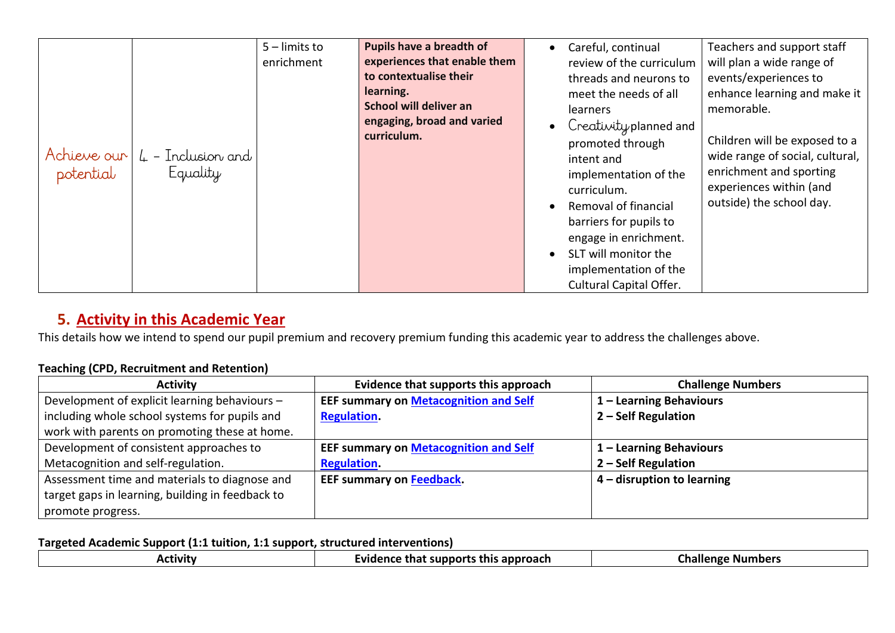| Achieve our potential | 4 - Inclusion and Equality | 5 – limits to enrichment | **Pupils have a breadth of experiences that enable them to contextualise their learning. School will deliver an engaging, broad and varied curriculum.** | <ul><li>Careful, continual review of the curriculum threads and neurons to meet the needs of all learners</li><li>Creativity planned and promoted through intent and implementation of the curriculum.</li><li>Removal of financial barriers for pupils to engage in enrichment.</li><li>SLT will monitor the implementation of the Cultural Capital Offer.</li></ul> | Teachers and support staff will plan a wide range of events/experiences to enhance learning and make it memorable.<br><br>Children will be exposed to a wide range of social, cultural, enrichment and sporting experiences within (and outside) the school day. |
|---|---|---|---|---|---|

## 5. Activity in this Academic Year

This details how we intend to spend our pupil premium and recovery premium funding this academic year to address the challenges above.

**Teaching (CPD, Recruitment and Retention)**

| Activity | Evidence that supports this approach | Challenge Numbers |
|---|---|---|
| Development of explicit learning behaviours – including whole school systems for pupils and work with parents on promoting these at home. | **EEF summary on Metacognition and Self Regulation.** | **1 – Learning Behaviours**<br>**2 – Self Regulation** |
| Development of consistent approaches to Metacognition and self-regulation. | **EEF summary on Metacognition and Self Regulation.** | **1 – Learning Behaviours**<br>**2 – Self Regulation** |
| Assessment time and materials to diagnose and target gaps in learning, building in feedback to promote progress. | **EEF summary on Feedback.** | **4 – disruption to learning** |

**Targeted Academic Support (1:1 tuition, 1:1 support, structured interventions)**

| Activity | Evidence that supports this approach | Challenge Numbers |
|---|---|---|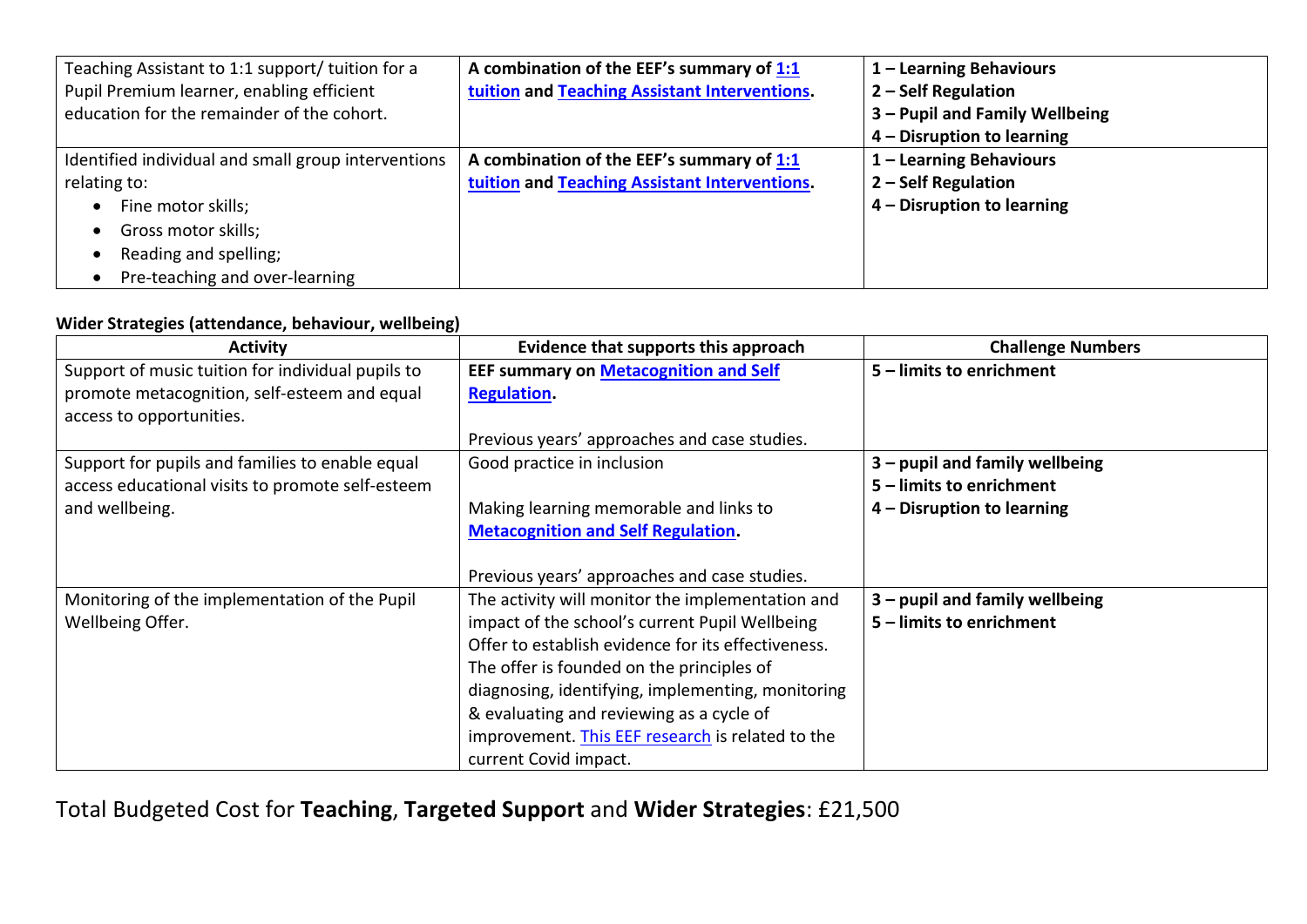| | | |
|---|---|---|
| Teaching Assistant to 1:1 support/ tuition for a Pupil Premium learner, enabling efficient education for the remainder of the cohort. | **A combination of the EEF's summary of 1:1 tuition and Teaching Assistant Interventions.** | **1 – Learning Behaviours**<br>**2 – Self Regulation**<br>**3 – Pupil and Family Wellbeing**<br>**4 – Disruption to learning** |
| Identified individual and small group interventions relating to:<br>• Fine motor skills;<br>• Gross motor skills;<br>• Reading and spelling;<br>• Pre-teaching and over-learning | **A combination of the EEF's summary of 1:1 tuition and Teaching Assistant Interventions.** | **1 – Learning Behaviours**<br>**2 – Self Regulation**<br>**4 – Disruption to learning** |

**Wider Strategies (attendance, behaviour, wellbeing)**

| Activity | Evidence that supports this approach | Challenge Numbers |
|---|---|---|
| Support of music tuition for individual pupils to promote metacognition, self-esteem and equal access to opportunities. | **EEF summary on Metacognition and Self Regulation.**<br><br>Previous years' approaches and case studies. | **5 – limits to enrichment** |
| Support for pupils and families to enable equal access educational visits to promote self-esteem and wellbeing. | Good practice in inclusion<br><br>Making learning memorable and links to **Metacognition and Self Regulation.**<br><br>Previous years' approaches and case studies. | **3 – pupil and family wellbeing**<br>**5 – limits to enrichment**<br>**4 – Disruption to learning** |
| Monitoring of the implementation of the Pupil Wellbeing Offer. | The activity will monitor the implementation and impact of the school's current Pupil Wellbeing Offer to establish evidence for its effectiveness. The offer is founded on the principles of diagnosing, identifying, implementing, monitoring & evaluating and reviewing as a cycle of improvement. This EEF research is related to the current Covid impact. | **3 – pupil and family wellbeing**<br>**5 – limits to enrichment** |

Total Budgeted Cost for **Teaching**, **Targeted Support** and **Wider Strategies**: £21,500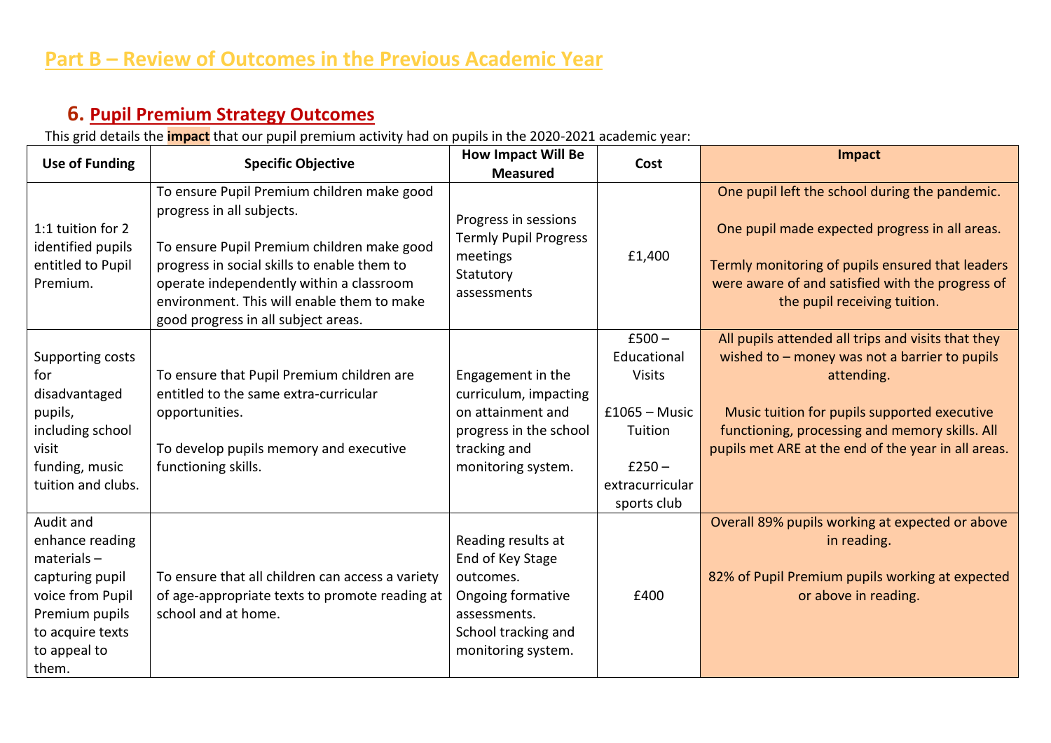# Part B – Review of Outcomes in the Previous Academic Year

## 6. Pupil Premium Strategy Outcomes

This grid details the **impact** that our pupil premium activity had on pupils in the 2020-2021 academic year:

| Use of Funding | Specific Objective | How Impact Will Be Measured | Cost | Impact |
|---|---|---|---|---|
| 1:1 tuition for 2 identified pupils entitled to Pupil Premium. | To ensure Pupil Premium children make good progress in all subjects.<br><br>To ensure Pupil Premium children make good progress in social skills to enable them to operate independently within a classroom environment. This will enable them to make good progress in all subject areas. | Progress in sessions<br>Termly Pupil Progress meetings<br>Statutory assessments | £1,400 | One pupil left the school during the pandemic.<br><br>One pupil made expected progress in all areas.<br><br>Termly monitoring of pupils ensured that leaders were aware of and satisfied with the progress of the pupil receiving tuition. |
| Supporting costs for disadvantaged pupils, including school visit funding, music tuition and clubs. | To ensure that Pupil Premium children are entitled to the same extra-curricular opportunities.<br><br>To develop pupils memory and executive functioning skills. | Engagement in the curriculum, impacting on attainment and progress in the school tracking and monitoring system. | £500 – Educational Visits<br><br>£1065 – Music Tuition<br><br>£250 – extracurricular sports club | All pupils attended all trips and visits that they wished to – money was not a barrier to pupils attending.<br><br>Music tuition for pupils supported executive functioning, processing and memory skills. All pupils met ARE at the end of the year in all areas. |
| Audit and enhance reading materials – capturing pupil voice from Pupil Premium pupils to acquire texts to appeal to them. | To ensure that all children can access a variety of age-appropriate texts to promote reading at school and at home. | Reading results at End of Key Stage outcomes.<br>Ongoing formative assessments.<br>School tracking and monitoring system. | £400 | Overall 89% pupils working at expected or above in reading.<br><br>82% of Pupil Premium pupils working at expected or above in reading. |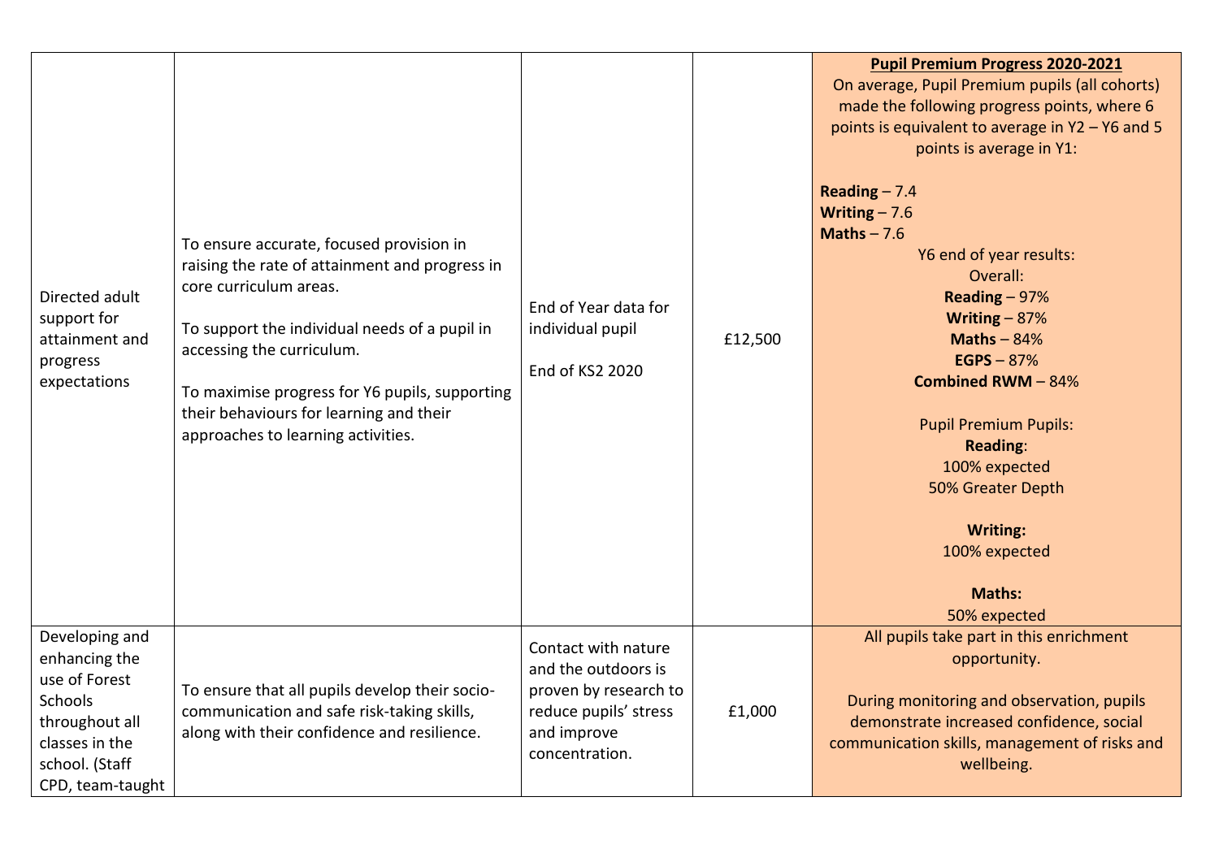| | | | | |
|---|---|---|---|---|
| Directed adult support for attainment and progress expectations | To ensure accurate, focused provision in raising the rate of attainment and progress in core curriculum areas.<br><br>To support the individual needs of a pupil in accessing the curriculum.<br><br>To maximise progress for Y6 pupils, supporting their behaviours for learning and their approaches to learning activities. | End of Year data for individual pupil<br><br>End of KS2 2020 | £12,500 | **Pupil Premium Progress 2020-2021**<br>On average, Pupil Premium pupils (all cohorts) made the following progress points, where 6 points is equivalent to average in Y2 – Y6 and 5 points is average in Y1:<br><br>**Reading** – 7.4<br>**Writing** – 7.6<br>**Maths** – 7.6<br>Y6 end of year results:<br>Overall:<br>**Reading** – 97%<br>**Writing** – 87%<br>**Maths** – 84%<br>**EGPS** – 87%<br>**Combined RWM** – 84%<br><br>Pupil Premium Pupils:<br>**Reading**:<br>100% expected<br>50% Greater Depth<br><br>**Writing:**<br>100% expected<br><br>**Maths:**<br>50% expected |
| Developing and enhancing the use of Forest Schools throughout all classes in the school. (Staff CPD, team-taught | To ensure that all pupils develop their socio-communication and safe risk-taking skills, along with their confidence and resilience. | Contact with nature and the outdoors is proven by research to reduce pupils' stress and improve concentration. | £1,000 | All pupils take part in this enrichment opportunity.<br><br>During monitoring and observation, pupils demonstrate increased confidence, social communication skills, management of risks and wellbeing. |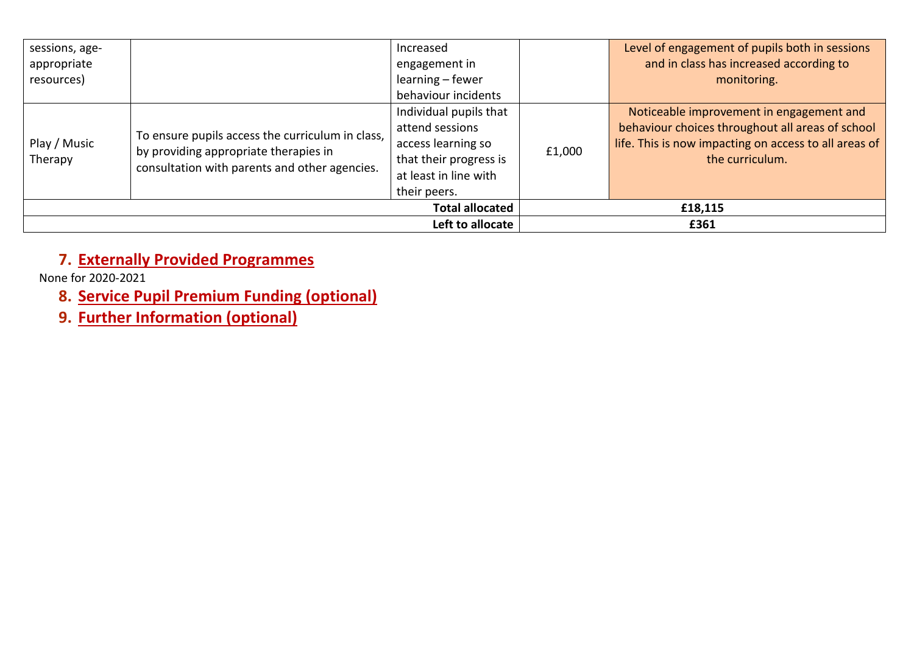| | | | | |
|---|---|---|---|---|
| sessions, age-appropriate resources) | | Increased engagement in learning – fewer behaviour incidents | | Level of engagement of pupils both in sessions and in class has increased according to monitoring. |
| Play / Music Therapy | To ensure pupils access the curriculum in class, by providing appropriate therapies in consultation with parents and other agencies. | Individual pupils that attend sessions access learning so that their progress is at least in line with their peers. | £1,000 | Noticeable improvement in engagement and behaviour choices throughout all areas of school life. This is now impacting on access to all areas of the curriculum. |
| | | **Total allocated** | **£18,115** | |
| | | **Left to allocate** | **£361** | |

## 7. Externally Provided Programmes

None for 2020-2021

## 8. Service Pupil Premium Funding (optional)

## 9. Further Information (optional)